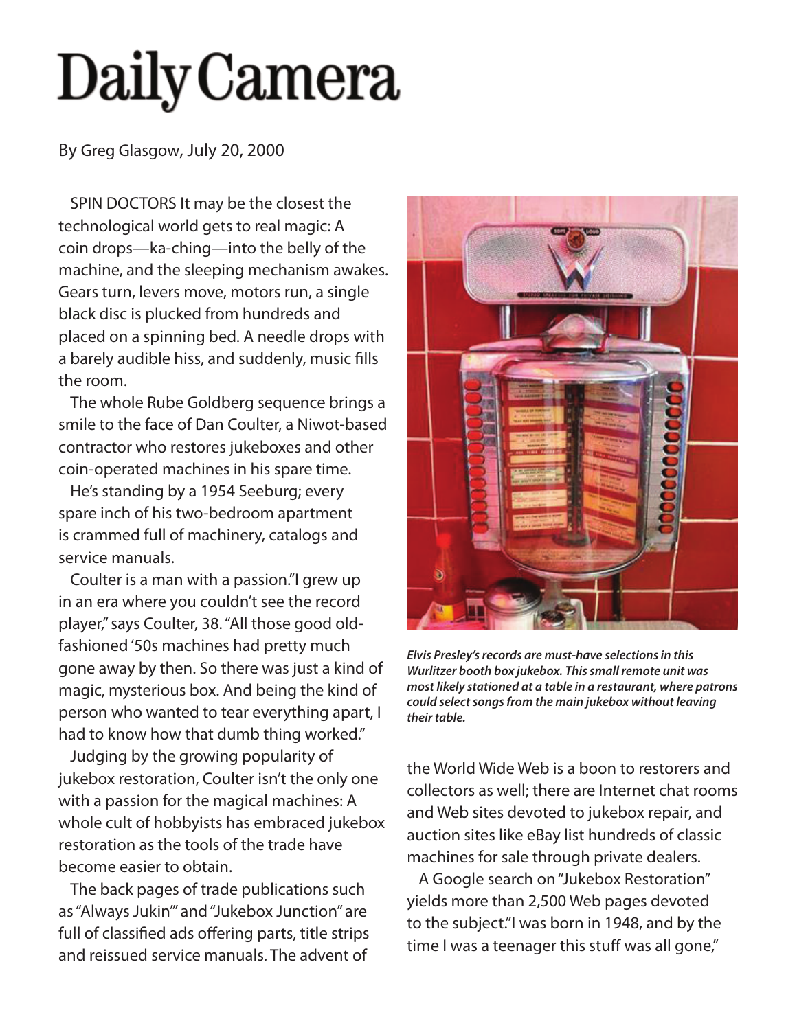# Daily Camera

By Greg Glasgow, July 20, 2000

SPIN DOCTORS It may be the closest the technological world gets to real magic: A coin drops—ka-ching—into the belly of the machine, and the sleeping mechanism awakes. Gears turn, levers move, motors run, a single black disc is plucked from hundreds and placed on a spinning bed. A needle drops with a barely audible hiss, and suddenly, music fills the room.

The whole Rube Goldberg sequence brings a smile to the face of Dan Coulter, a Niwot-based contractor who restores jukeboxes and other coin-operated machines in his spare time.

He's standing by a 1954 Seeburg; every spare inch of his two-bedroom apartment is crammed full of machinery, catalogs and service manuals.

Coulter is a man with a passion."I grew up in an era where you couldn't see the record player," says Coulter, 38. "All those good old-fashioned '50s machines had pretty much gone away by then. So there was just a kind of magic, mysterious box. And being the kind of person who wanted to tear everything apart, I had to know how that dumb thing worked."

Judging by the growing popularity of jukebox restoration, Coulter isn't the only one with a passion for the magical machines: A whole cult of hobbyists has embraced jukebox restoration as the tools of the trade have become easier to obtain.

The back pages of trade publications such as "Always Jukin'" and "Jukebox Junction" are full of classified ads offering parts, title strips and reissued service manuals. The advent of the World Wide Web is a boon to restorers and collectors as well; there are Internet chat rooms and Web sites devoted to jukebox repair, and auction sites like eBay list hundreds of classic machines for sale through private dealers.

***Elvis Presley's records are must-have selections in this Wurlitzer booth box jukebox. This small remote unit was most likely stationed at a table in a restaurant, where patrons could select songs from the main jukebox without leaving their table.***

A Google search on "Jukebox Restoration" yields more than 2,500 Web pages devoted to the subject."I was born in 1948, and by the time I was a teenager this stuff was all gone,"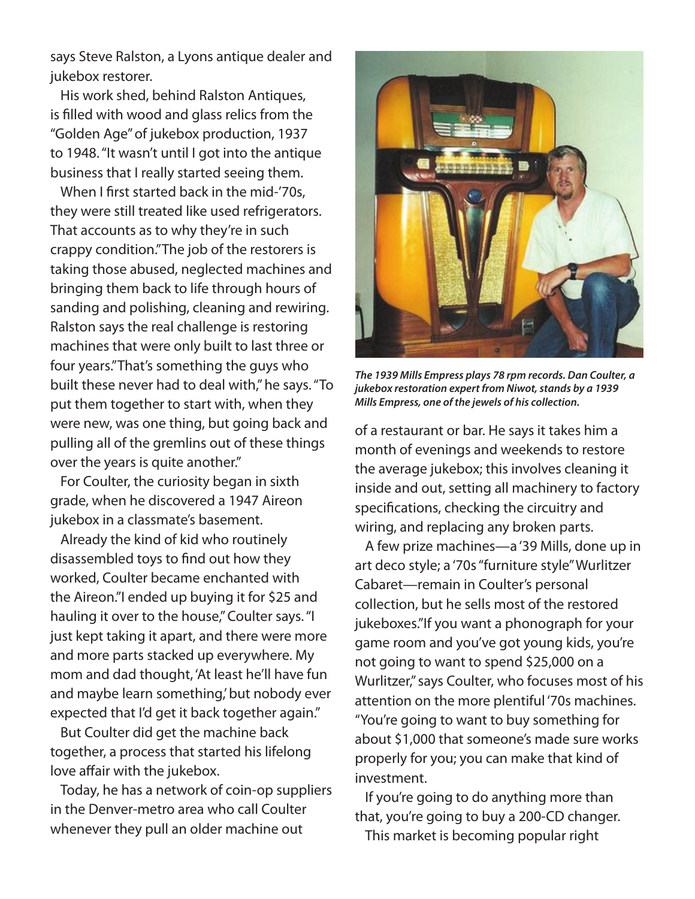says Steve Ralston, a Lyons antique dealer and jukebox restorer.

His work shed, behind Ralston Antiques, is filled with wood and glass relics from the "Golden Age" of jukebox production, 1937 to 1948. "It wasn't until I got into the antique business that I really started seeing them.

When I first started back in the mid-'70s, they were still treated like used refrigerators. That accounts as to why they're in such crappy condition." The job of the restorers is taking those abused, neglected machines and bringing them back to life through hours of sanding and polishing, cleaning and rewiring. Ralston says the real challenge is restoring machines that were only built to last three or four years. "That's something the guys who built these never had to deal with," he says. "To put them together to start with, when they were new, was one thing, but going back and pulling all of the gremlins out of these things over the years is quite another."

For Coulter, the curiosity began in sixth grade, when he discovered a 1947 Aireon jukebox in a classmate's basement.

Already the kind of kid who routinely disassembled toys to find out how they worked, Coulter became enchanted with the Aireon. "I ended up buying it for $25 and hauling it over to the house," Coulter says. "I just kept taking it apart, and there were more and more parts stacked up everywhere. My mom and dad thought, 'At least he'll have fun and maybe learn something,' but nobody ever expected that I'd get it back together again."

But Coulter did get the machine back together, a process that started his lifelong love affair with the jukebox.

Today, he has a network of coin-op suppliers in the Denver-metro area who call Coulter whenever they pull an older machine out of a restaurant or bar. He says it takes him a month of evenings and weekends to restore the average jukebox; this involves cleaning it inside and out, setting all machinery to factory specifications, checking the circuitry and wiring, and replacing any broken parts.

*The 1939 Mills Empress plays 78 rpm records. Dan Coulter, a jukebox restoration expert from Niwot, stands by a 1939 Mills Empress, one of the jewels of his collection.*

A few prize machines—a '39 Mills, done up in art deco style; a '70s "furniture style" Wurlitzer Cabaret—remain in Coulter's personal collection, but he sells most of the restored jukeboxes. "If you want a phonograph for your game room and you've got young kids, you're not going to want to spend $25,000 on a Wurlitzer," says Coulter, who focuses most of his attention on the more plentiful '70s machines. "You're going to want to buy something for about $1,000 that someone's made sure works properly for you; you can make that kind of investment.

If you're going to do anything more than that, you're going to buy a 200-CD changer.

This market is becoming popular right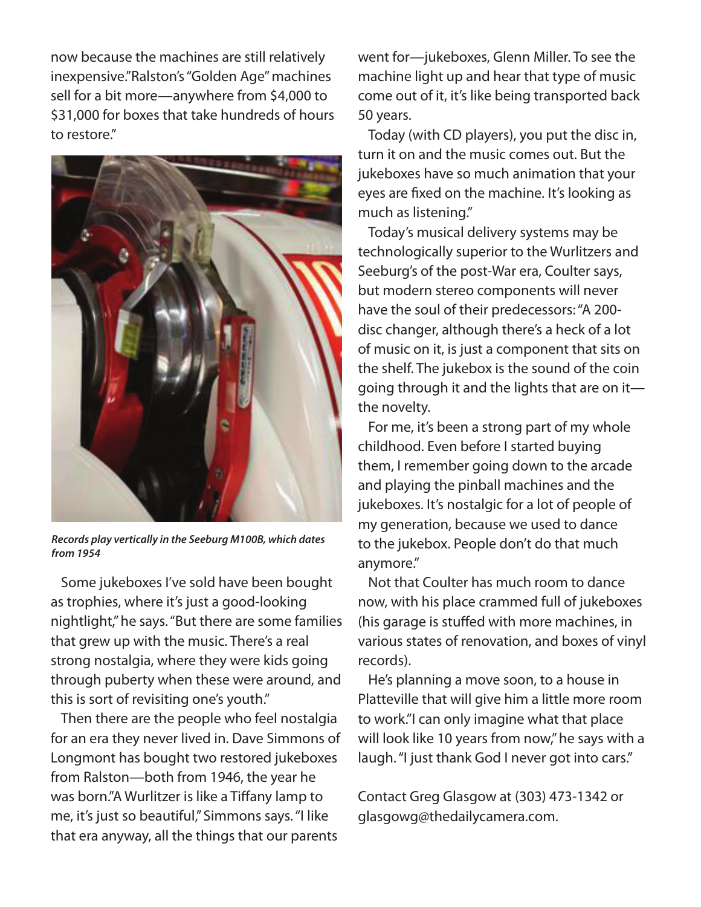now because the machines are still relatively inexpensive."Ralston's "Golden Age" machines sell for a bit more—anywhere from $4,000 to $31,000 for boxes that take hundreds of hours to restore."

*Records play vertically in the Seeburg M100B, which dates from 1954*

Some jukeboxes I've sold have been bought as trophies, where it's just a good-looking nightlight," he says. "But there are some families that grew up with the music. There's a real strong nostalgia, where they were kids going through puberty when these were around, and this is sort of revisiting one's youth."

Then there are the people who feel nostalgia for an era they never lived in. Dave Simmons of Longmont has bought two restored jukeboxes from Ralston—both from 1946, the year he was born."A Wurlitzer is like a Tiffany lamp to me, it's just so beautiful," Simmons says. "I like that era anyway, all the things that our parents went for—jukeboxes, Glenn Miller. To see the machine light up and hear that type of music come out of it, it's like being transported back 50 years.

Today (with CD players), you put the disc in, turn it on and the music comes out. But the jukeboxes have so much animation that your eyes are fixed on the machine. It's looking as much as listening."

Today's musical delivery systems may be technologically superior to the Wurlitzers and Seeburg's of the post-War era, Coulter says, but modern stereo components will never have the soul of their predecessors: "A 200-disc changer, although there's a heck of a lot of music on it, is just a component that sits on the shelf. The jukebox is the sound of the coin going through it and the lights that are on it—the novelty.

For me, it's been a strong part of my whole childhood. Even before I started buying them, I remember going down to the arcade and playing the pinball machines and the jukeboxes. It's nostalgic for a lot of people of my generation, because we used to dance to the jukebox. People don't do that much anymore."

Not that Coulter has much room to dance now, with his place crammed full of jukeboxes (his garage is stuffed with more machines, in various states of renovation, and boxes of vinyl records).

He's planning a move soon, to a house in Platteville that will give him a little more room to work."I can only imagine what that place will look like 10 years from now," he says with a laugh. "I just thank God I never got into cars."

Contact Greg Glasgow at (303) 473-1342 or glasgowg@thedailycamera.com.